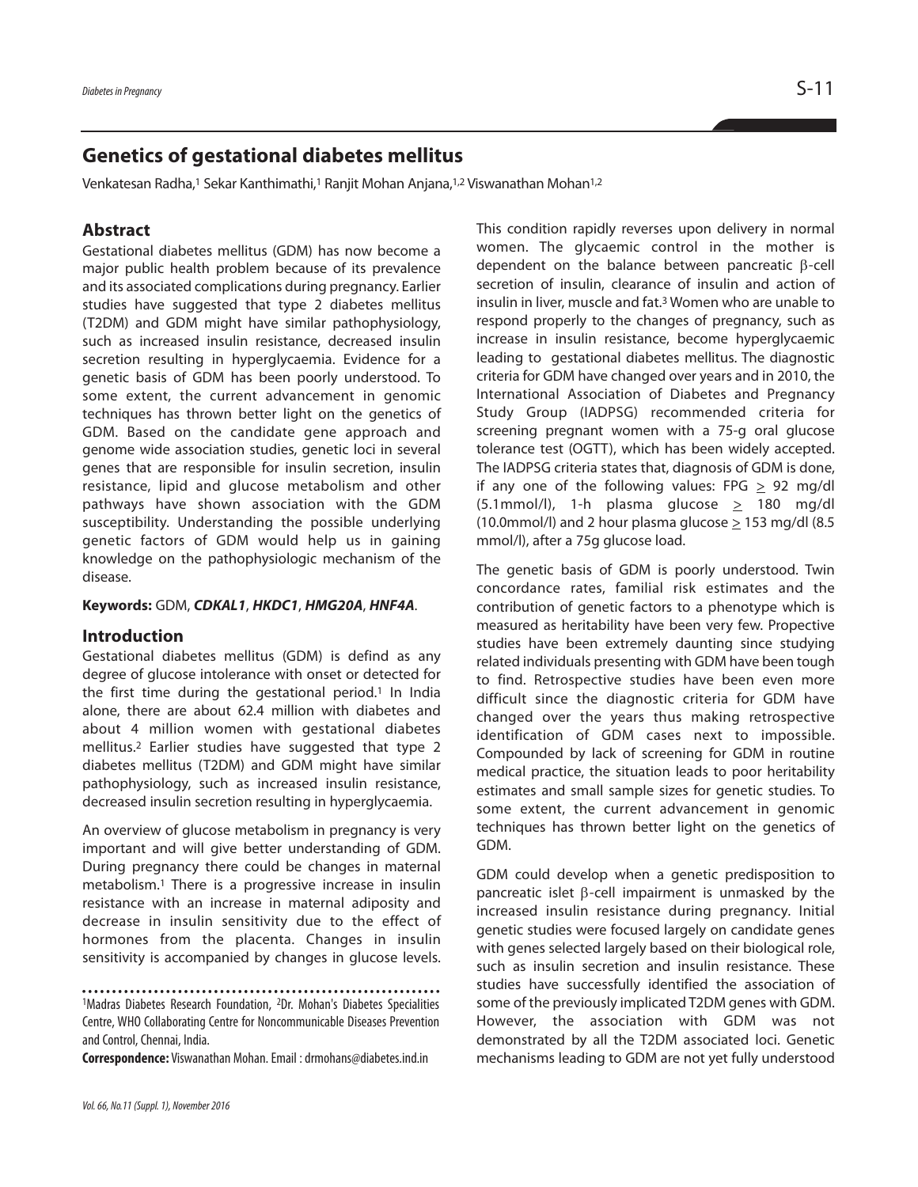# Genetics of gestational diabetes mellitus

Venkatesan Radha,[1] Sekar Kanthimathi,[1] Ranjit Mohan Anjana,[1,2] Viswanathan Mohan[1,2]

## Abstract

Gestational diabetes mellitus (GDM) has now become a major public health problem because of its prevalence and its associated complications during pregnancy. Earlier studies have suggested that type 2 diabetes mellitus (T2DM) and GDM might have similar pathophysiology, such as increased insulin resistance, decreased insulin secretion resulting in hyperglycaemia. Evidence for a genetic basis of GDM has been poorly understood. To some extent, the current advancement in genomic techniques has thrown better light on the genetics of GDM. Based on the candidate gene approach and genome wide association studies, genetic loci in several genes that are responsible for insulin secretion, insulin resistance, lipid and glucose metabolism and other pathways have shown association with the GDM susceptibility. Understanding the possible underlying genetic factors of GDM would help us in gaining knowledge on the pathophysiologic mechanism of the disease.

**Keywords:** GDM, ***CDKAL1***, ***HKDC1***, ***HMG20A***, ***HNF4A***.

## Introduction

Gestational diabetes mellitus (GDM) is defind as any degree of glucose intolerance with onset or detected for the first time during the gestational period.[1] In India alone, there are about 62.4 million with diabetes and about 4 million women with gestational diabetes mellitus.[2] Earlier studies have suggested that type 2 diabetes mellitus (T2DM) and GDM might have similar pathophysiology, such as increased insulin resistance, decreased insulin secretion resulting in hyperglycaemia.

An overview of glucose metabolism in pregnancy is very important and will give better understanding of GDM. During pregnancy there could be changes in maternal metabolism.[1] There is a progressive increase in insulin resistance with an increase in maternal adiposity and decrease in insulin sensitivity due to the effect of hormones from the placenta. Changes in insulin sensitivity is accompanied by changes in glucose levels. This condition rapidly reverses upon delivery in normal women. The glycaemic control in the mother is dependent on the balance between pancreatic β-cell secretion of insulin, clearance of insulin and action of insulin in liver, muscle and fat.[3] Women who are unable to respond properly to the changes of pregnancy, such as increase in insulin resistance, become hyperglycaemic leading to gestational diabetes mellitus. The diagnostic criteria for GDM have changed over years and in 2010, the International Association of Diabetes and Pregnancy Study Group (IADPSG) recommended criteria for screening pregnant women with a 75-g oral glucose tolerance test (OGTT), which has been widely accepted. The IADPSG criteria states that, diagnosis of GDM is done, if any one of the following values: FPG $\geq$ 92 mg/dl (5.1mmol/l), 1-h plasma glucose $\geq$ 180 mg/dl (10.0mmol/l) and 2 hour plasma glucose $\geq$ 153 mg/dl (8.5 mmol/l), after a 75g glucose load.

The genetic basis of GDM is poorly understood. Twin concordance rates, familial risk estimates and the contribution of genetic factors to a phenotype which is measured as heritability have been very few. Propective studies have been extremely daunting since studying related individuals presenting with GDM have been tough to find. Retrospective studies have been even more difficult since the diagnostic criteria for GDM have changed over the years thus making retrospective identification of GDM cases next to impossible. Compounded by lack of screening for GDM in routine medical practice, the situation leads to poor heritability estimates and small sample sizes for genetic studies. To some extent, the current advancement in genomic techniques has thrown better light on the genetics of GDM.

GDM could develop when a genetic predisposition to pancreatic islet β-cell impairment is unmasked by the increased insulin resistance during pregnancy. Initial genetic studies were focused largely on candidate genes with genes selected largely based on their biological role, such as insulin secretion and insulin resistance. These studies have successfully identified the association of some of the previously implicated T2DM genes with GDM. However, the association with GDM was not demonstrated by all the T2DM associated loci. Genetic mechanisms leading to GDM are not yet fully understood

[1]Madras Diabetes Research Foundation, [2]Dr. Mohan's Diabetes Specialities Centre, WHO Collaborating Centre for Noncommunicable Diseases Prevention and Control, Chennai, India.

**Correspondence:** Viswanathan Mohan. Email : drmohans@diabetes.ind.in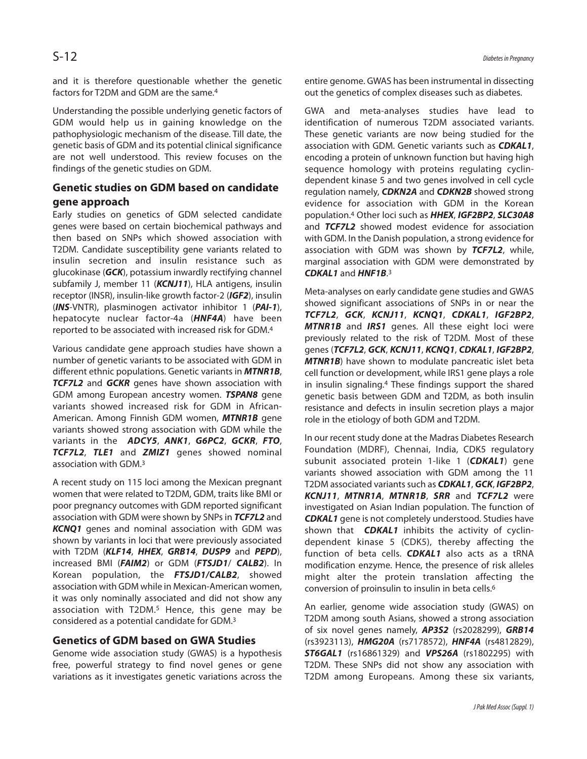and it is therefore questionable whether the genetic factors for T2DM and GDM are the same.[4]

Understanding the possible underlying genetic factors of GDM would help us in gaining knowledge on the pathophysiologic mechanism of the disease. Till date, the genetic basis of GDM and its potential clinical significance are not well understood. This review focuses on the findings of the genetic studies on GDM.

## Genetic studies on GDM based on candidate gene approach

Early studies on genetics of GDM selected candidate genes were based on certain biochemical pathways and then based on SNPs which showed association with T2DM. Candidate susceptibility gene variants related to insulin secretion and insulin resistance such as glucokinase (***GCK***), potassium inwardly rectifying channel subfamily J, member 11 (***KCNJ11***), HLA antigens, insulin receptor (INSR), insulin-like growth factor-2 (***IGF2***), insulin (***INS***-VNTR), plasminogen activator inhibitor 1 (***PAI-1***), hepatocyte nuclear factor-4a (***HNF4A***) have been reported to be associated with increased risk for GDM.[4]

Various candidate gene approach studies have shown a number of genetic variants to be associated with GDM in different ethnic populations. Genetic variants in ***MTNR1B***, ***TCF7L2*** and ***GCKR*** genes have shown association with GDM among European ancestry women. ***TSPAN8*** gene variants showed increased risk for GDM in African-American. Among Finnish GDM women, ***MTNR1B*** gene variants showed strong association with GDM while the variants in the ***ADCY5***, ***ANK1***, ***G6PC2***, ***GCKR***, ***FTO***, ***TCF7L2***, ***TLE1*** and ***ZMIZ1*** genes showed nominal association with GDM.[3]

A recent study on 115 loci among the Mexican pregnant women that were related to T2DM, GDM, traits like BMI or poor pregnancy outcomes with GDM reported significant association with GDM were shown by SNPs in ***TCF7L2*** and ***KCNQ1*** genes and nominal association with GDM was shown by variants in loci that were previously associated with T2DM (***KLF14***, ***HHEX***, ***GRB14***, ***DUSP9*** and ***PEPD***), increased BMI (***FAIM2***) or GDM (***FTSJD1***/ ***CALB2***). In Korean population, the ***FTSJD1/CALB2***, showed association with GDM while in Mexican-American women, it was only nominally associated and did not show any association with T2DM.[5] Hence, this gene may be considered as a potential candidate for GDM.[3]

## Genetics of GDM based on GWA Studies

Genome wide association study (GWAS) is a hypothesis free, powerful strategy to find novel genes or gene variations as it investigates genetic variations across the entire genome. GWAS has been instrumental in dissecting out the genetics of complex diseases such as diabetes.

GWA and meta-analyses studies have lead to identification of numerous T2DM associated variants. These genetic variants are now being studied for the association with GDM. Genetic variants such as ***CDKAL1***, encoding a protein of unknown function but having high sequence homology with proteins regulating cyclin-dependent kinase 5 and two genes involved in cell cycle regulation namely, ***CDKN2A*** and ***CDKN2B*** showed strong evidence for association with GDM in the Korean population.[4] Other loci such as ***HHEX***, ***IGF2BP2***, ***SLC30A8*** and ***TCF7L2*** showed modest evidence for association with GDM. In the Danish population, a strong evidence for association with GDM was shown by ***TCF7L2***, while, marginal association with GDM were demonstrated by ***CDKAL1*** and ***HNF1B***.[3]

Meta-analyses on early candidate gene studies and GWAS showed significant associations of SNPs in or near the ***TCF7L2***, ***GCK***, ***KCNJ11***, ***KCNQ1***, ***CDKAL1***, ***IGF2BP2***, ***MTNR1B*** and ***IRS1*** genes. All these eight loci were previously related to the risk of T2DM. Most of these genes (***TCF7L2***, ***GCK***, ***KCNJ11***, ***KCNQ1***, ***CDKAL1***, ***IGF2BP2***, ***MTNR1B***) have shown to modulate pancreatic islet beta cell function or development, while IRS1 gene plays a role in insulin signaling.[4] These findings support the shared genetic basis between GDM and T2DM, as both insulin resistance and defects in insulin secretion plays a major role in the etiology of both GDM and T2DM.

In our recent study done at the Madras Diabetes Research Foundation (MDRF), Chennai, India, CDK5 regulatory subunit associated protein 1-like 1 (***CDKAL1***) gene variants showed association with GDM among the 11 T2DM associated variants such as ***CDKAL1***, ***GCK***, ***IGF2BP2***, ***KCNJ11***, ***MTNR1A***, ***MTNR1B***, ***SRR*** and ***TCF7L2*** were investigated on Asian Indian population. The function of ***CDKAL1*** gene is not completely understood. Studies have shown that ***CDKAL1*** inhibits the activity of cyclin-dependent kinase 5 (CDK5), thereby affecting the function of beta cells. ***CDKAL1*** also acts as a tRNA modification enzyme. Hence, the presence of risk alleles might alter the protein translation affecting the conversion of proinsulin to insulin in beta cells.[6]

An earlier, genome wide association study (GWAS) on T2DM among south Asians, showed a strong association of six novel genes namely, ***AP3S2*** (rs2028299), ***GRB14*** (rs3923113), ***HMG20A*** (rs7178572), ***HNF4A*** (rs4812829), ***ST6GAL1*** (rs16861329) and ***VPS26A*** (rs1802295) with T2DM. These SNPs did not show any association with T2DM among Europeans. Among these six variants,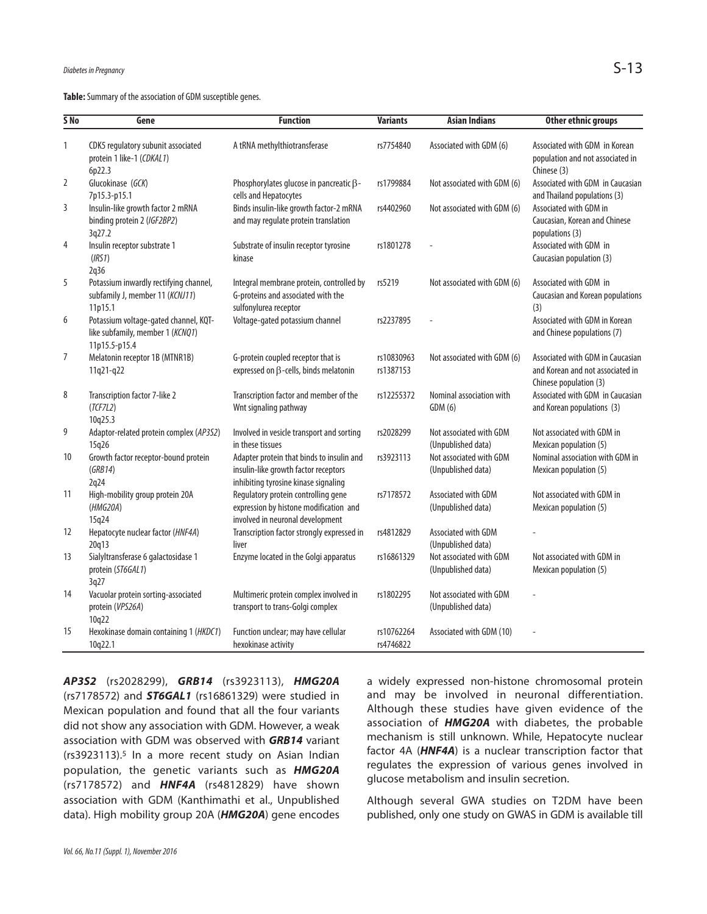**Table:** Summary of the association of GDM susceptible genes.

| S No | Gene | Function | Variants | Asian Indians | Other ethnic groups |
|---|---|---|---|---|---|
| 1 | CDK5 regulatory subunit associated protein 1 like-1 (*CDKAL1*) 6p22.3 | A tRNA methylthiotransferase | rs7754840 | Associated with GDM (6) | Associated with GDM in Korean population and not associated in Chinese (3) |
| 2 | Glucokinase (*GCK*) 7p15.3-p15.1 | Phosphorylates glucose in pancreatic β-cells and Hepatocytes | rs1799884 | Not associated with GDM (6) | Associated with GDM in Caucasian and Thailand populations (3) |
| 3 | Insulin-like growth factor 2 mRNA binding protein 2 (*IGF2BP2*) 3q27.2 | Binds insulin-like growth factor-2 mRNA and may regulate protein translation | rs4402960 | Not associated with GDM (6) | Associated with GDM in Caucasian, Korean and Chinese populations (3) |
| 4 | Insulin receptor substrate 1 (*IRS1*) 2q36 | Substrate of insulin receptor tyrosine kinase | rs1801278 | - | Associated with GDM in Caucasian population (3) |
| 5 | Potassium inwardly rectifying channel, subfamily J, member 11 (*KCNJ11*) 11p15.1 | Integral membrane protein, controlled by G-proteins and associated with the sulfonylurea receptor | rs5219 | Not associated with GDM (6) | Associated with GDM in Caucasian and Korean populations (3) |
| 6 | Potassium voltage-gated channel, KQT-like subfamily, member 1 (*KCNQ1*) 11p15.5-p15.4 | Voltage-gated potassium channel | rs2237895 | - | Associated with GDM in Korean and Chinese populations (7) |
| 7 | Melatonin receptor 1B (MTNR1B) 11q21-q22 | G-protein coupled receptor that is expressed on β-cells, binds melatonin | rs10830963 rs1387153 | Not associated with GDM (6) | Associated with GDM in Caucasian and Korean and not associated in Chinese population (3) |
| 8 | Transcription factor 7-like 2 (*TCF7L2*) 10q25.3 | Transcription factor and member of the Wnt signaling pathway | rs12255372 | Nominal association with GDM (6) | Associated with GDM in Caucasian and Korean populations (3) |
| 9 | Adaptor-related protein complex (*AP3S2*) 15q26 | Involved in vesicle transport and sorting in these tissues | rs2028299 | Not associated with GDM (Unpublished data) | Not associated with GDM in Mexican population (5) |
| 10 | Growth factor receptor-bound protein (*GRB14*) 2q24 | Adapter protein that binds to insulin and insulin-like growth factor receptors inhibiting tyrosine kinase signaling | rs3923113 | Not associated with GDM (Unpublished data) | Nominal association with GDM in Mexican population (5) |
| 11 | High-mobility group protein 20A (*HMG20A*) 15q24 | Regulatory protein controlling gene expression by histone modification and involved in neuronal development | rs7178572 | Associated with GDM (Unpublished data) | Not associated with GDM in Mexican population (5) |
| 12 | Hepatocyte nuclear factor (*HNF4A*) 20q13 | Transcription factor strongly expressed in liver | rs4812829 | Associated with GDM (Unpublished data) | - |
| 13 | Sialyltransferase 6 galactosidase 1 protein (*ST6GAL1*) 3q27 | Enzyme located in the Golgi apparatus | rs16861329 | Not associated with GDM (Unpublished data) | Not associated with GDM in Mexican population (5) |
| 14 | Vacuolar protein sorting-associated protein (*VPS26A*) 10q22 | Multimeric protein complex involved in transport to trans-Golgi complex | rs1802295 | Not associated with GDM (Unpublished data) | - |
| 15 | Hexokinase domain containing 1 (*HKDC1*) 10q22.1 | Function unclear; may have cellular hexokinase activity | rs10762264 rs4746822 | Associated with GDM (10) | - |

***AP3S2*** (rs2028299), ***GRB14*** (rs3923113), ***HMG20A*** (rs7178572) and ***ST6GAL1*** (rs16861329) were studied in Mexican population and found that all the four variants did not show any association with GDM. However, a weak association with GDM was observed with ***GRB14*** variant (rs3923113).[5] In a more recent study on Asian Indian population, the genetic variants such as ***HMG20A*** (rs7178572) and ***HNF4A*** (rs4812829) have shown association with GDM (Kanthimathi et al., Unpublished data). High mobility group 20A (***HMG20A***) gene encodes a widely expressed non-histone chromosomal protein and may be involved in neuronal differentiation. Although these studies have given evidence of the association of ***HMG20A*** with diabetes, the probable mechanism is still unknown. While, Hepatocyte nuclear factor 4A (***HNF4A***) is a nuclear transcription factor that regulates the expression of various genes involved in glucose metabolism and insulin secretion.

Although several GWA studies on T2DM have been published, only one study on GWAS in GDM is available till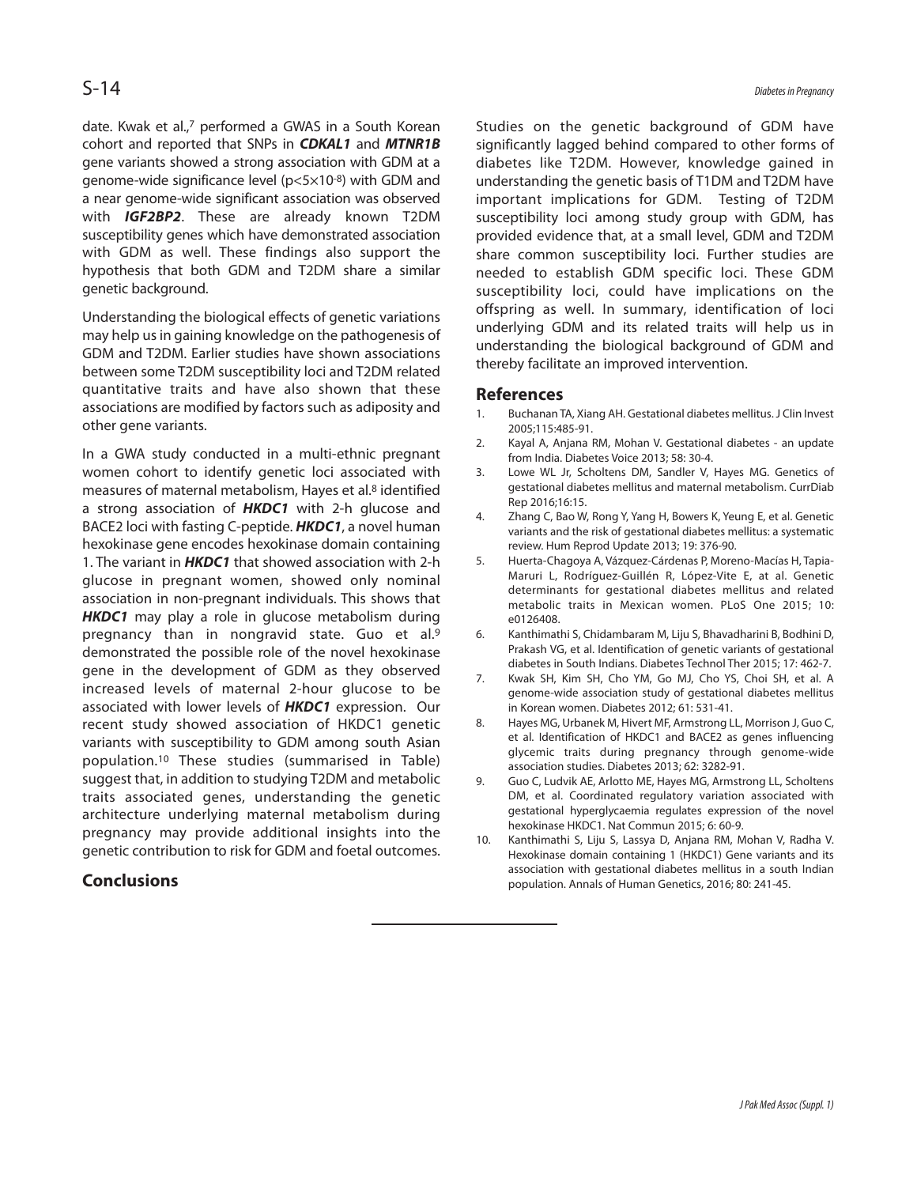date. Kwak et al.,[7] performed a GWAS in a South Korean cohort and reported that SNPs in ***CDKAL1*** and ***MTNR1B*** gene variants showed a strong association with GDM at a genome-wide significance level ($p<5\times10^{-8}$) with GDM and a near genome-wide significant association was observed with ***IGF2BP2***. These are already known T2DM susceptibility genes which have demonstrated association with GDM as well. These findings also support the hypothesis that both GDM and T2DM share a similar genetic background.

Understanding the biological effects of genetic variations may help us in gaining knowledge on the pathogenesis of GDM and T2DM. Earlier studies have shown associations between some T2DM susceptibility loci and T2DM related quantitative traits and have also shown that these associations are modified by factors such as adiposity and other gene variants.

In a GWA study conducted in a multi-ethnic pregnant women cohort to identify genetic loci associated with measures of maternal metabolism, Hayes et al.[8] identified a strong association of ***HKDC1*** with 2-h glucose and BACE2 loci with fasting C-peptide. ***HKDC1***, a novel human hexokinase gene encodes hexokinase domain containing 1. The variant in ***HKDC1*** that showed association with 2-h glucose in pregnant women, showed only nominal association in non-pregnant individuals. This shows that ***HKDC1*** may play a role in glucose metabolism during pregnancy than in nongravid state. Guo et al.[9] demonstrated the possible role of the novel hexokinase gene in the development of GDM as they observed increased levels of maternal 2-hour glucose to be associated with lower levels of ***HKDC1*** expression. Our recent study showed association of HKDC1 genetic variants with susceptibility to GDM among south Asian population.[10] These studies (summarised in Table) suggest that, in addition to studying T2DM and metabolic traits associated genes, understanding the genetic architecture underlying maternal metabolism during pregnancy may provide additional insights into the genetic contribution to risk for GDM and foetal outcomes.

## Conclusions

Studies on the genetic background of GDM have significantly lagged behind compared to other forms of diabetes like T2DM. However, knowledge gained in understanding the genetic basis of T1DM and T2DM have important implications for GDM. Testing of T2DM susceptibility loci among study group with GDM, has provided evidence that, at a small level, GDM and T2DM share common susceptibility loci. Further studies are needed to establish GDM specific loci. These GDM susceptibility loci, could have implications on the offspring as well. In summary, identification of loci underlying GDM and its related traits will help us in understanding the biological background of GDM and thereby facilitate an improved intervention.

## References

1. Buchanan TA, Xiang AH. Gestational diabetes mellitus. J Clin Invest 2005;115:485-91.
2. Kayal A, Anjana RM, Mohan V. Gestational diabetes - an update from India. Diabetes Voice 2013; 58: 30-4.
3. Lowe WL Jr, Scholtens DM, Sandler V, Hayes MG. Genetics of gestational diabetes mellitus and maternal metabolism. CurrDiab Rep 2016;16:15.
4. Zhang C, Bao W, Rong Y, Yang H, Bowers K, Yeung E, et al. Genetic variants and the risk of gestational diabetes mellitus: a systematic review. Hum Reprod Update 2013; 19: 376-90.
5. Huerta-Chagoya A, Vázquez-Cárdenas P, Moreno-Macías H, Tapia-Maruri L, Rodríguez-Guillén R, López-Vite E, at al. Genetic determinants for gestational diabetes mellitus and related metabolic traits in Mexican women. PLoS One 2015; 10: e0126408.
6. Kanthimathi S, Chidambaram M, Liju S, Bhavadharini B, Bodhini D, Prakash VG, et al. Identification of genetic variants of gestational diabetes in South Indians. Diabetes Technol Ther 2015; 17: 462-7.
7. Kwak SH, Kim SH, Cho YM, Go MJ, Cho YS, Choi SH, et al. A genome-wide association study of gestational diabetes mellitus in Korean women. Diabetes 2012; 61: 531-41.
8. Hayes MG, Urbanek M, Hivert MF, Armstrong LL, Morrison J, Guo C, et al. Identification of HKDC1 and BACE2 as genes influencing glycemic traits during pregnancy through genome-wide association studies. Diabetes 2013; 62: 3282-91.
9. Guo C, Ludvik AE, Arlotto ME, Hayes MG, Armstrong LL, Scholtens DM, et al. Coordinated regulatory variation associated with gestational hyperglycaemia regulates expression of the novel hexokinase HKDC1. Nat Commun 2015; 6: 60-9.
10. Kanthimathi S, Liju S, Lassya D, Anjana RM, Mohan V, Radha V. Hexokinase domain containing 1 (HKDC1) Gene variants and its association with gestational diabetes mellitus in a south Indian population. Annals of Human Genetics, 2016; 80: 241-45.